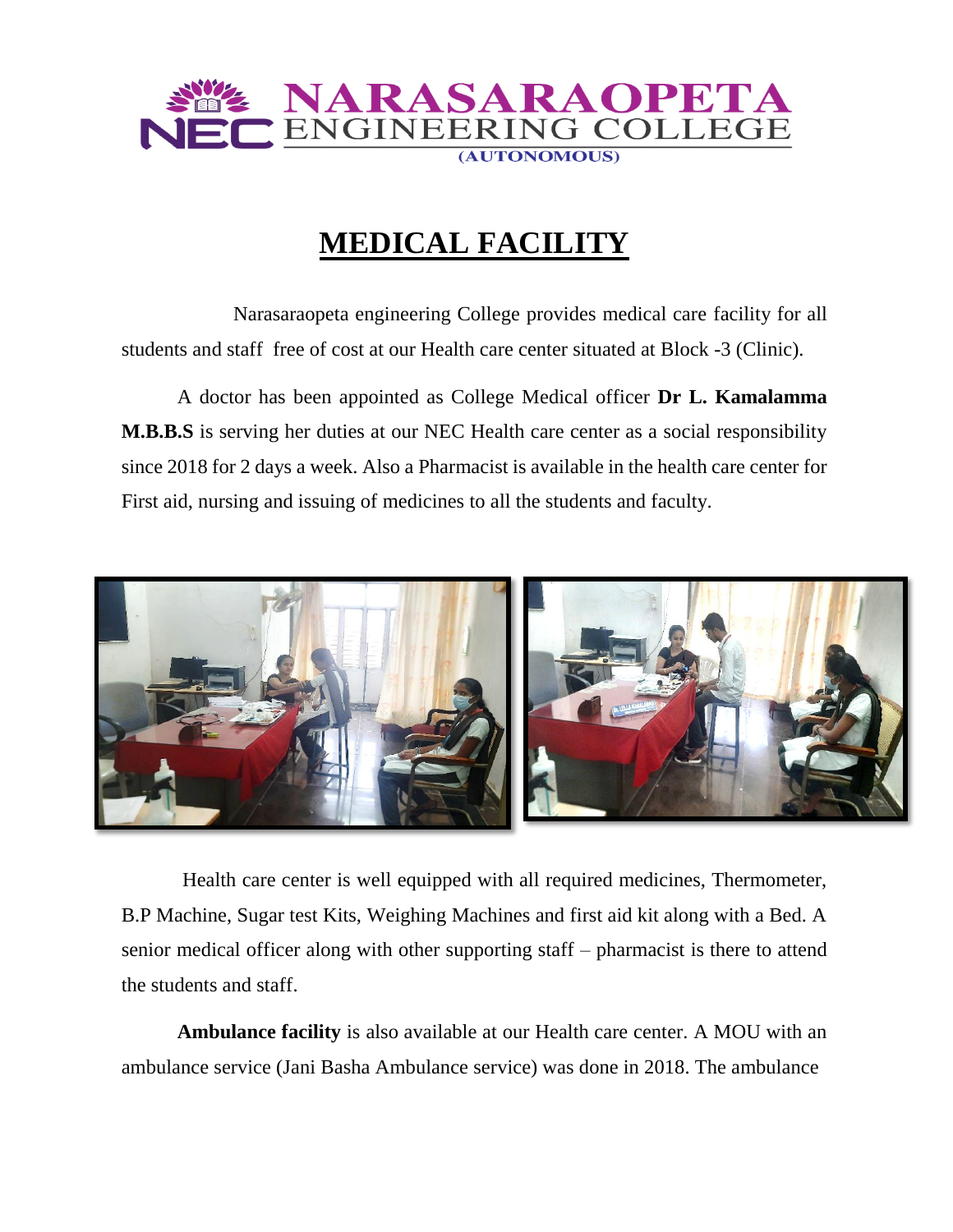NARASARAOPETA ENGINEERING COLLEGE
(AUTONOMOUS)

# MEDICAL FACILITY

Narasaraopeta engineering College provides medical care facility for all students and staff free of cost at our Health care center situated at Block -3 (Clinic).

A doctor has been appointed as College Medical officer **Dr L. Kamalamma M.B.B.S** is serving her duties at our NEC Health care center as a social responsibility since 2018 for 2 days a week. Also a Pharmacist is available in the health care center for First aid, nursing and issuing of medicines to all the students and faculty.

Health care center is well equipped with all required medicines, Thermometer, B.P Machine, Sugar test Kits, Weighing Machines and first aid kit along with a Bed. A senior medical officer along with other supporting staff – pharmacist is there to attend the students and staff.

**Ambulance facility** is also available at our Health care center. A MOU with an ambulance service (Jani Basha Ambulance service) was done in 2018. The ambulance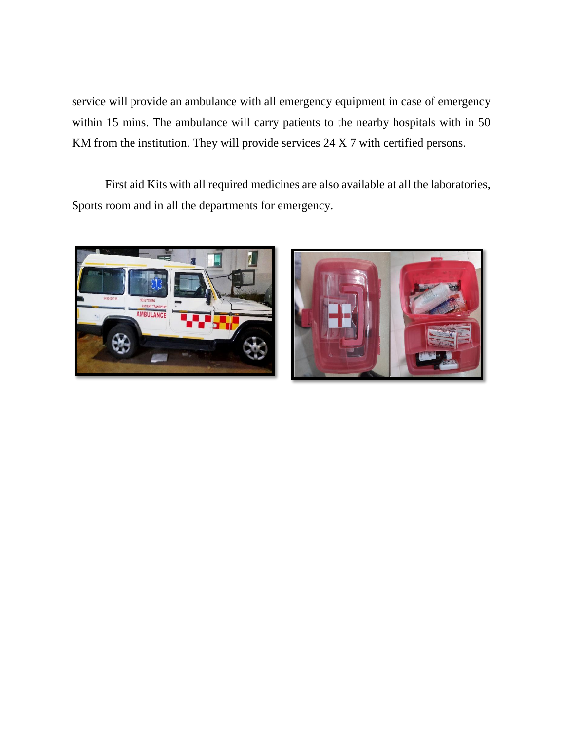service will provide an ambulance with all emergency equipment in case of emergency within 15 mins. The ambulance will carry patients to the nearby hospitals with in 50 KM from the institution. They will provide services 24 X 7 with certified persons.

First aid Kits with all required medicines are also available at all the laboratories, Sports room and in all the departments for emergency.